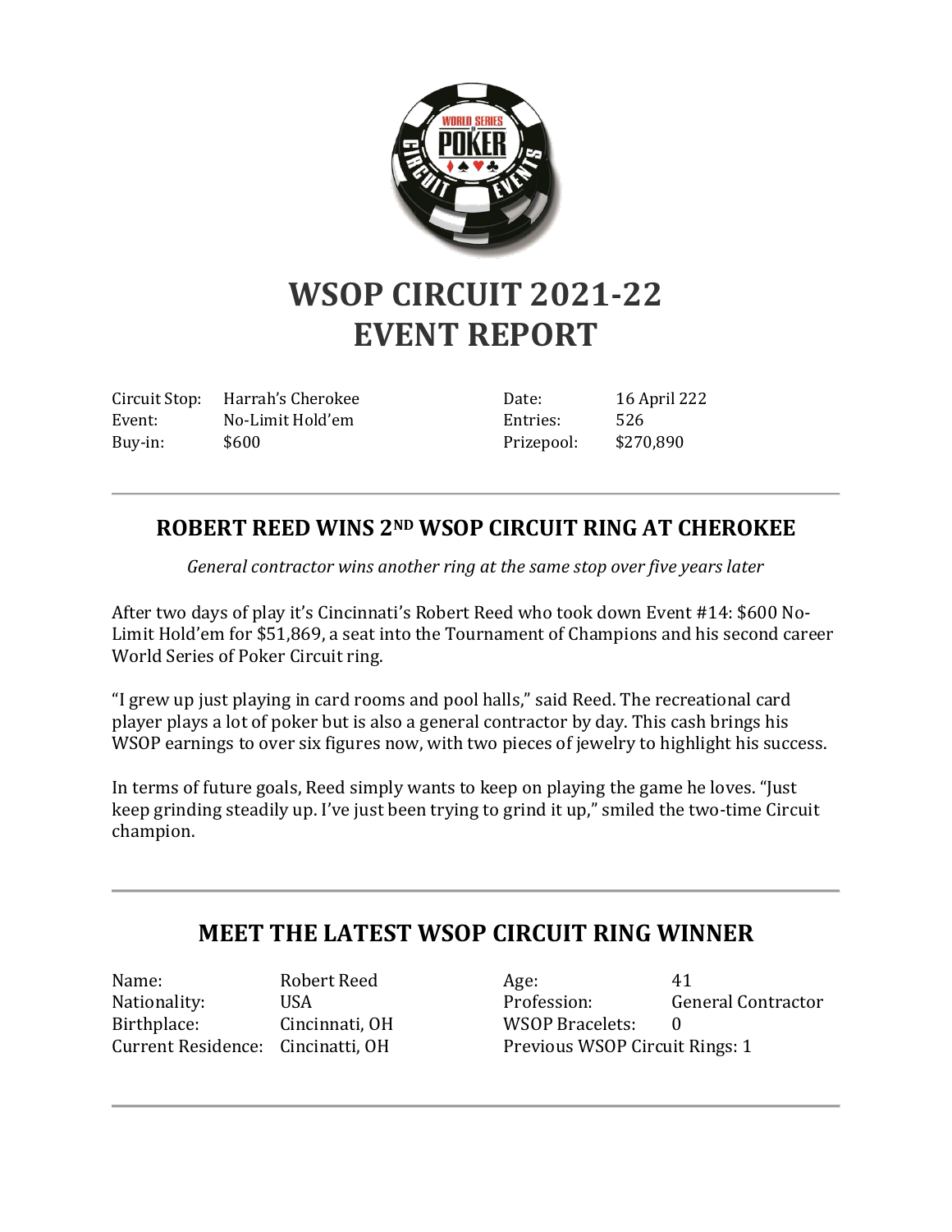# WSOP CIRCUIT 2021-22
# EVENT REPORT

| | | | |
|---|---|---|---|
| Circuit Stop: | Harrah's Cherokee | Date: | 16 April 222 |
| Event: | No-Limit Hold'em | Entries: | 526 |
| Buy-in: | $600 | Prizepool: | $270,890 |

## ROBERT REED WINS 2ND WSOP CIRCUIT RING AT CHEROKEE

*General contractor wins another ring at the same stop over five years later*

After two days of play it's Cincinnati's Robert Reed who took down Event #14: $600 No-Limit Hold'em for $51,869, a seat into the Tournament of Champions and his second career World Series of Poker Circuit ring.

"I grew up just playing in card rooms and pool halls," said Reed. The recreational card player plays a lot of poker but is also a general contractor by day. This cash brings his WSOP earnings to over six figures now, with two pieces of jewelry to highlight his success.

In terms of future goals, Reed simply wants to keep on playing the game he loves. "Just keep grinding steadily up. I've just been trying to grind it up," smiled the two-time Circuit champion.

## MEET THE LATEST WSOP CIRCUIT RING WINNER

| | | | |
|---|---|---|---|
| Name: | Robert Reed | Age: | 41 |
| Nationality: | USA | Profession: | General Contractor |
| Birthplace: | Cincinnati, OH | WSOP Bracelets: | 0 |
| Current Residence: | Cincinatti, OH | Previous WSOP Circuit Rings: | 1 |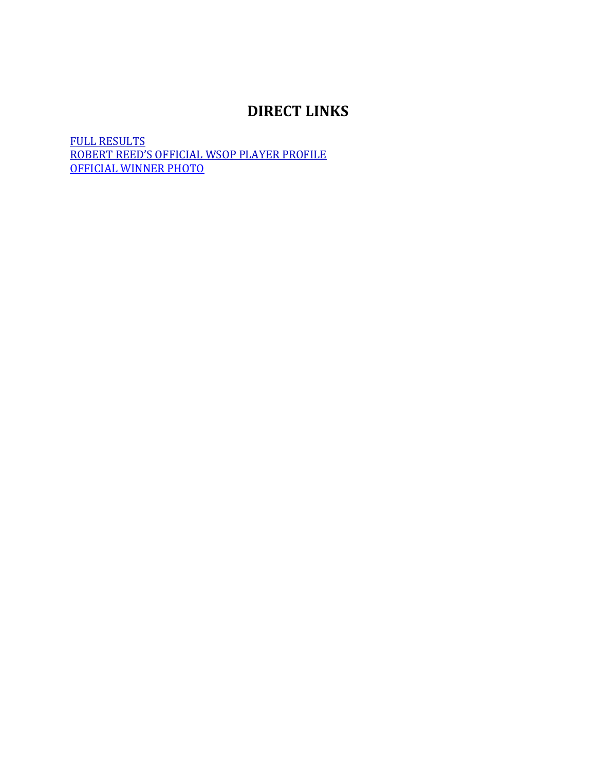# DIRECT LINKS

FULL RESULTS
ROBERT REED'S OFFICIAL WSOP PLAYER PROFILE
OFFICIAL WINNER PHOTO